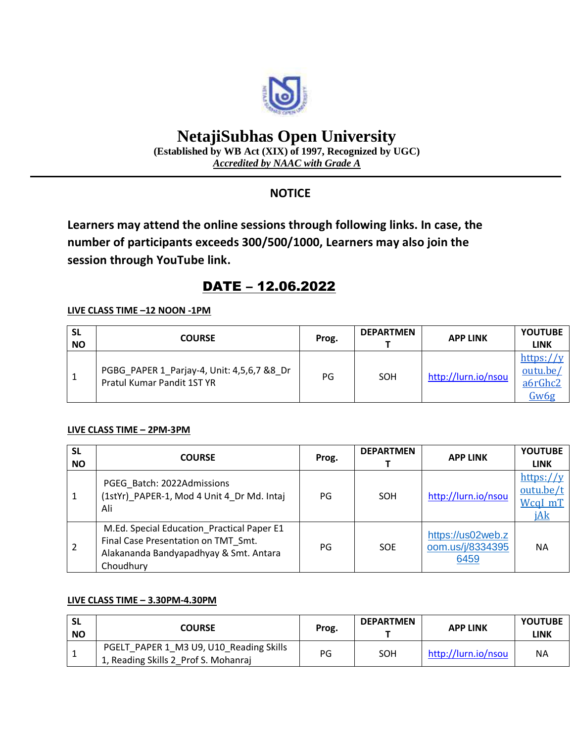# NetajiSubhas Open University

**(Established by WB Act (XIX) of 1997, Recognized by UGC)**

***Accredited by NAAC with Grade A***

## NOTICE

**Learners may attend the online sessions through following links. In case, the number of participants exceeds 300/500/1000, Learners may also join the session through YouTube link.**

## DATE – 12.06.2022

**LIVE CLASS TIME –12 NOON -1PM**

| SL NO | COURSE | Prog. | DEPARTMENT | APP LINK | YOUTUBE LINK |
|---|---|---|---|---|---|
| 1 | PGBG_PAPER 1_Parjay-4, Unit: 4,5,6,7 &8_Dr Pratul Kumar Pandit 1ST YR | PG | SOH | http://lurn.io/nsou | https://youtu.be/a6rGhc2Gw6g |

**LIVE CLASS TIME – 2PM-3PM**

| SL NO | COURSE | Prog. | DEPARTMENT | APP LINK | YOUTUBE LINK |
|---|---|---|---|---|---|
| 1 | PGEG_Batch: 2022Admissions (1stYr)_PAPER-1, Mod 4 Unit 4_Dr Md. Intaj Ali | PG | SOH | http://lurn.io/nsou | https://youtu.be/tWcqI_mTjAk |
| 2 | M.Ed. Special Education_Practical Paper E1 Final Case Presentation on TMT_Smt. Alakananda Bandyapadhyay & Smt. Antara Choudhury | PG | SOE | https://us02web.zoom.us/j/83343956459 | NA |

**LIVE CLASS TIME – 3.30PM-4.30PM**

| SL NO | COURSE | Prog. | DEPARTMENT | APP LINK | YOUTUBE LINK |
|---|---|---|---|---|---|
| 1 | PGELT_PAPER 1_M3 U9, U10_Reading Skills 1, Reading Skills 2_Prof S. Mohanraj | PG | SOH | http://lurn.io/nsou | NA |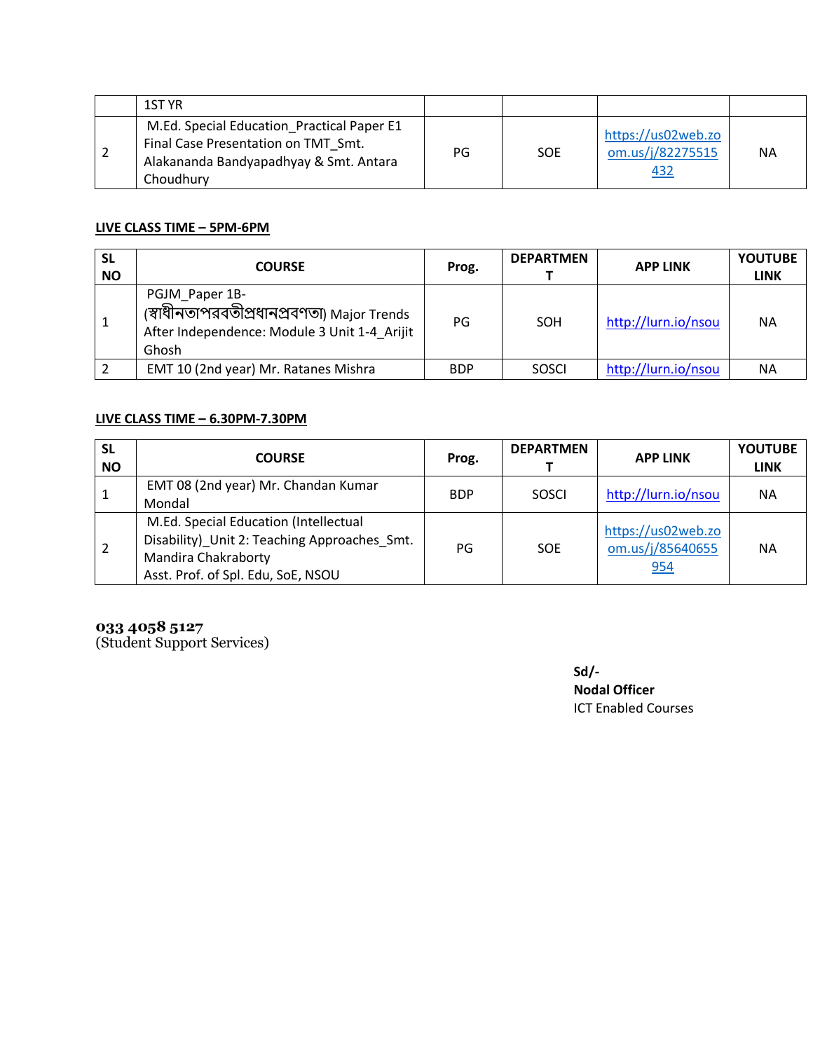| | | | | | |
|---|---|---|---|---|---|
| | 1ST YR | | | | |
| 2 | M.Ed. Special Education_Practical Paper E1 Final Case Presentation on TMT_Smt. Alakananda Bandyapadhyay & Smt. Antara Choudhury | PG | SOE | https://us02web.zoom.us/j/82275515432 | NA |

**LIVE CLASS TIME – 5PM-6PM**

| SL NO | COURSE | Prog. | DEPARTMENT | APP LINK | YOUTUBE LINK |
|---|---|---|---|---|---|
| 1 | PGJM_Paper 1B-(স্বাধীনতাপরবর্তীপ্রধানপ্রবণতা) Major Trends After Independence: Module 3 Unit 1-4_Arijit Ghosh | PG | SOH | http://lurn.io/nsou | NA |
| 2 | EMT 10 (2nd year) Mr. Ratanes Mishra | BDP | SOSCI | http://lurn.io/nsou | NA |

**LIVE CLASS TIME – 6.30PM-7.30PM**

| SL NO | COURSE | Prog. | DEPARTMENT | APP LINK | YOUTUBE LINK |
|---|---|---|---|---|---|
| 1 | EMT 08 (2nd year) Mr. Chandan Kumar Mondal | BDP | SOSCI | http://lurn.io/nsou | NA |
| 2 | M.Ed. Special Education (Intellectual Disability)_Unit 2: Teaching Approaches_Smt. Mandira Chakraborty<br>Asst. Prof. of Spl. Edu, SoE, NSOU | PG | SOE | https://us02web.zoom.us/j/85640655954 | NA |

**033 4058 5127**
(Student Support Services)

Sd/-
**Nodal Officer**
ICT Enabled Courses